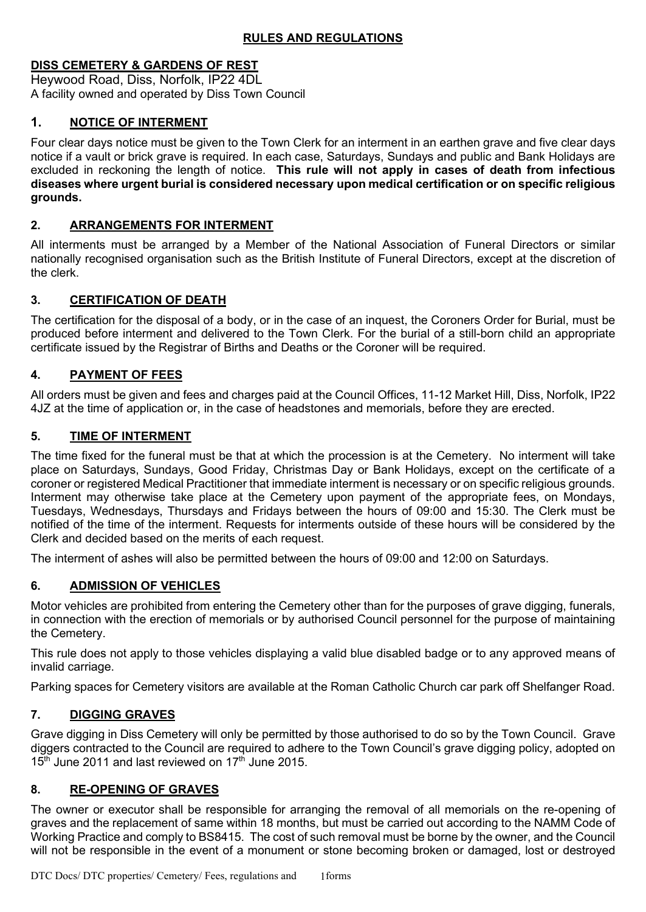# RULES AND REGULATIONS

## DISS CEMETERY & GARDENS OF REST

Heywood Road, Diss, Norfolk, IP22 4DL
A facility owned and operated by Diss Town Council

### 1. NOTICE OF INTERMENT

Four clear days notice must be given to the Town Clerk for an interment in an earthen grave and five clear days notice if a vault or brick grave is required. In each case, Saturdays, Sundays and public and Bank Holidays are excluded in reckoning the length of notice. **This rule will not apply in cases of death from infectious diseases where urgent burial is considered necessary upon medical certification or on specific religious grounds.**

### 2. ARRANGEMENTS FOR INTERMENT

All interments must be arranged by a Member of the National Association of Funeral Directors or similar nationally recognised organisation such as the British Institute of Funeral Directors, except at the discretion of the clerk.

### 3. CERTIFICATION OF DEATH

The certification for the disposal of a body, or in the case of an inquest, the Coroners Order for Burial, must be produced before interment and delivered to the Town Clerk. For the burial of a still-born child an appropriate certificate issued by the Registrar of Births and Deaths or the Coroner will be required.

### 4. PAYMENT OF FEES

All orders must be given and fees and charges paid at the Council Offices, 11-12 Market Hill, Diss, Norfolk, IP22 4JZ at the time of application or, in the case of headstones and memorials, before they are erected.

### 5. TIME OF INTERMENT

The time fixed for the funeral must be that at which the procession is at the Cemetery. No interment will take place on Saturdays, Sundays, Good Friday, Christmas Day or Bank Holidays, except on the certificate of a coroner or registered Medical Practitioner that immediate interment is necessary or on specific religious grounds. Interment may otherwise take place at the Cemetery upon payment of the appropriate fees, on Mondays, Tuesdays, Wednesdays, Thursdays and Fridays between the hours of 09:00 and 15:30. The Clerk must be notified of the time of the interment. Requests for interments outside of these hours will be considered by the Clerk and decided based on the merits of each request.

The interment of ashes will also be permitted between the hours of 09:00 and 12:00 on Saturdays.

### 6. ADMISSION OF VEHICLES

Motor vehicles are prohibited from entering the Cemetery other than for the purposes of grave digging, funerals, in connection with the erection of memorials or by authorised Council personnel for the purpose of maintaining the Cemetery.

This rule does not apply to those vehicles displaying a valid blue disabled badge or to any approved means of invalid carriage.

Parking spaces for Cemetery visitors are available at the Roman Catholic Church car park off Shelfanger Road.

### 7. DIGGING GRAVES

Grave digging in Diss Cemetery will only be permitted by those authorised to do so by the Town Council. Grave diggers contracted to the Council are required to adhere to the Town Council's grave digging policy, adopted on 15th June 2011 and last reviewed on 17th June 2015.

### 8. RE-OPENING OF GRAVES

The owner or executor shall be responsible for arranging the removal of all memorials on the re-opening of graves and the replacement of same within 18 months, but must be carried out according to the NAMM Code of Working Practice and comply to BS8415. The cost of such removal must be borne by the owner, and the Council will not be responsible in the event of a monument or stone becoming broken or damaged, lost or destroyed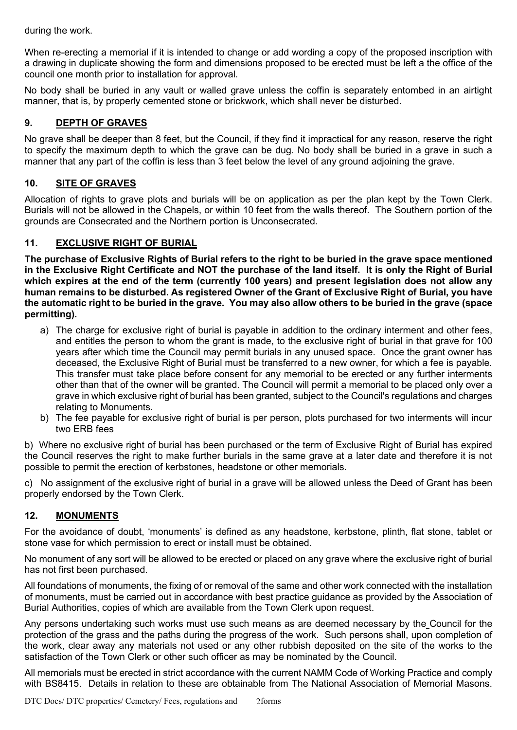during the work.

When re-erecting a memorial if it is intended to change or add wording a copy of the proposed inscription with a drawing in duplicate showing the form and dimensions proposed to be erected must be left a the office of the council one month prior to installation for approval.

No body shall be buried in any vault or walled grave unless the coffin is separately entombed in an airtight manner, that is, by properly cemented stone or brickwork, which shall never be disturbed.

## 9. DEPTH OF GRAVES

No grave shall be deeper than 8 feet, but the Council, if they find it impractical for any reason, reserve the right to specify the maximum depth to which the grave can be dug. No body shall be buried in a grave in such a manner that any part of the coffin is less than 3 feet below the level of any ground adjoining the grave.

## 10. SITE OF GRAVES

Allocation of rights to grave plots and burials will be on application as per the plan kept by the Town Clerk. Burials will not be allowed in the Chapels, or within 10 feet from the walls thereof. The Southern portion of the grounds are Consecrated and the Northern portion is Unconsecrated.

## 11. EXCLUSIVE RIGHT OF BURIAL

**The purchase of Exclusive Rights of Burial refers to the right to be buried in the grave space mentioned in the Exclusive Right Certificate and NOT the purchase of the land itself. It is only the Right of Burial which expires at the end of the term (currently 100 years) and present legislation does not allow any human remains to be disturbed. As registered Owner of the Grant of Exclusive Right of Burial, you have the automatic right to be buried in the grave. You may also allow others to be buried in the grave (space permitting).**

a) The charge for exclusive right of burial is payable in addition to the ordinary interment and other fees, and entitles the person to whom the grant is made, to the exclusive right of burial in that grave for 100 years after which time the Council may permit burials in any unused space. Once the grant owner has deceased, the Exclusive Right of Burial must be transferred to a new owner, for which a fee is payable. This transfer must take place before consent for any memorial to be erected or any further interments other than that of the owner will be granted. The Council will permit a memorial to be placed only over a grave in which exclusive right of burial has been granted, subject to the Council's regulations and charges relating to Monuments.

b) The fee payable for exclusive right of burial is per person, plots purchased for two interments will incur two ERB fees

b) Where no exclusive right of burial has been purchased or the term of Exclusive Right of Burial has expired the Council reserves the right to make further burials in the same grave at a later date and therefore it is not possible to permit the erection of kerbstones, headstone or other memorials.

c) No assignment of the exclusive right of burial in a grave will be allowed unless the Deed of Grant has been properly endorsed by the Town Clerk.

## 12. MONUMENTS

For the avoidance of doubt, 'monuments' is defined as any headstone, kerbstone, plinth, flat stone, tablet or stone vase for which permission to erect or install must be obtained.

No monument of any sort will be allowed to be erected or placed on any grave where the exclusive right of burial has not first been purchased.

All foundations of monuments, the fixing of or removal of the same and other work connected with the installation of monuments, must be carried out in accordance with best practice guidance as provided by the Association of Burial Authorities, copies of which are available from the Town Clerk upon request.

Any persons undertaking such works must use such means as are deemed necessary by the Council for the protection of the grass and the paths during the progress of the work. Such persons shall, upon completion of the work, clear away any materials not used or any other rubbish deposited on the site of the works to the satisfaction of the Town Clerk or other such officer as may be nominated by the Council.

All memorials must be erected in strict accordance with the current NAMM Code of Working Practice and comply with BS8415. Details in relation to these are obtainable from The National Association of Memorial Masons.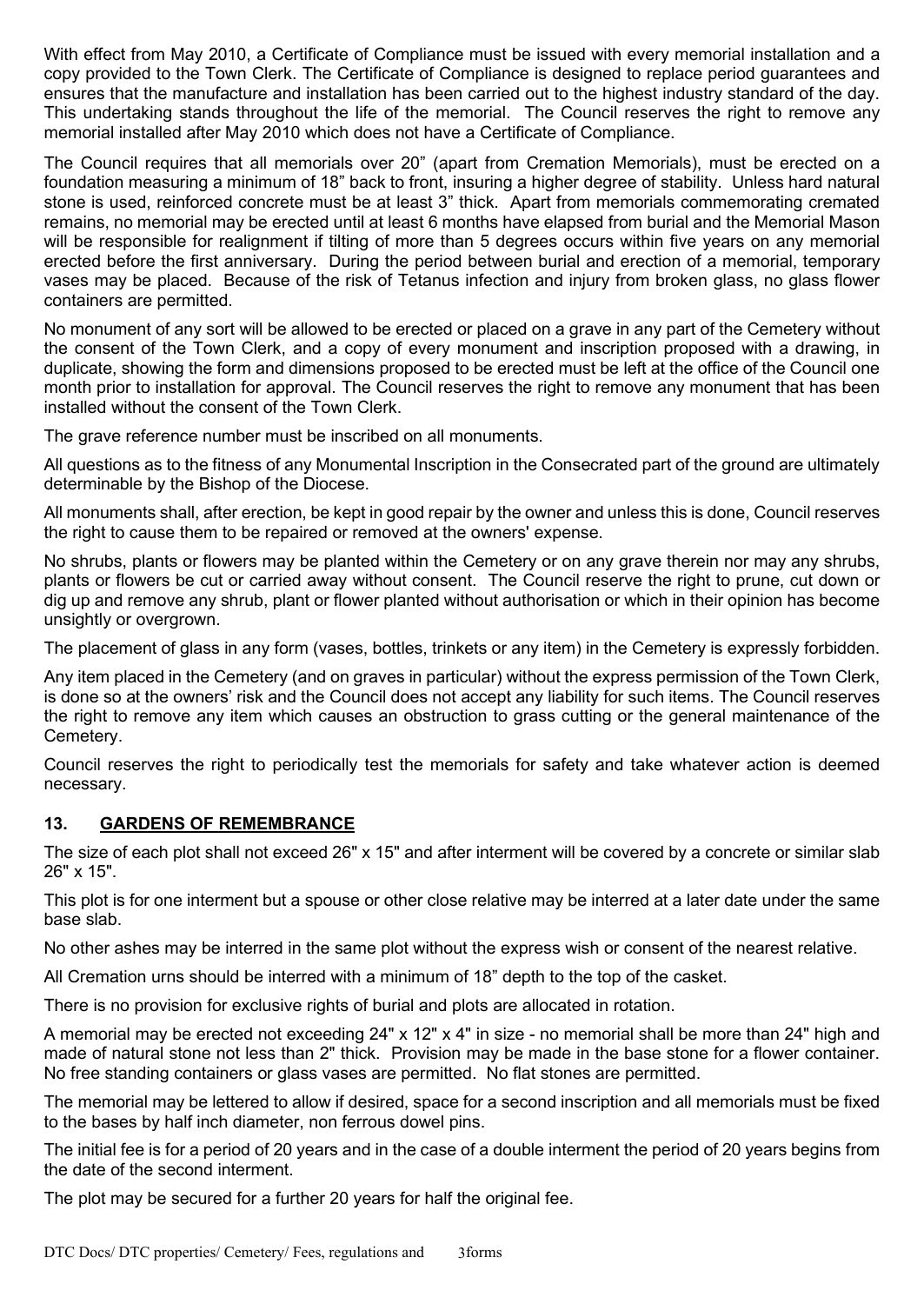With effect from May 2010, a Certificate of Compliance must be issued with every memorial installation and a copy provided to the Town Clerk. The Certificate of Compliance is designed to replace period guarantees and ensures that the manufacture and installation has been carried out to the highest industry standard of the day. This undertaking stands throughout the life of the memorial. The Council reserves the right to remove any memorial installed after May 2010 which does not have a Certificate of Compliance.

The Council requires that all memorials over 20" (apart from Cremation Memorials), must be erected on a foundation measuring a minimum of 18" back to front, insuring a higher degree of stability. Unless hard natural stone is used, reinforced concrete must be at least 3" thick. Apart from memorials commemorating cremated remains, no memorial may be erected until at least 6 months have elapsed from burial and the Memorial Mason will be responsible for realignment if tilting of more than 5 degrees occurs within five years on any memorial erected before the first anniversary. During the period between burial and erection of a memorial, temporary vases may be placed. Because of the risk of Tetanus infection and injury from broken glass, no glass flower containers are permitted.

No monument of any sort will be allowed to be erected or placed on a grave in any part of the Cemetery without the consent of the Town Clerk, and a copy of every monument and inscription proposed with a drawing, in duplicate, showing the form and dimensions proposed to be erected must be left at the office of the Council one month prior to installation for approval. The Council reserves the right to remove any monument that has been installed without the consent of the Town Clerk.

The grave reference number must be inscribed on all monuments.

All questions as to the fitness of any Monumental Inscription in the Consecrated part of the ground are ultimately determinable by the Bishop of the Diocese.

All monuments shall, after erection, be kept in good repair by the owner and unless this is done, Council reserves the right to cause them to be repaired or removed at the owners' expense.

No shrubs, plants or flowers may be planted within the Cemetery or on any grave therein nor may any shrubs, plants or flowers be cut or carried away without consent. The Council reserve the right to prune, cut down or dig up and remove any shrub, plant or flower planted without authorisation or which in their opinion has become unsightly or overgrown.

The placement of glass in any form (vases, bottles, trinkets or any item) in the Cemetery is expressly forbidden.

Any item placed in the Cemetery (and on graves in particular) without the express permission of the Town Clerk, is done so at the owners' risk and the Council does not accept any liability for such items. The Council reserves the right to remove any item which causes an obstruction to grass cutting or the general maintenance of the Cemetery.

Council reserves the right to periodically test the memorials for safety and take whatever action is deemed necessary.

## 13. GARDENS OF REMEMBRANCE

The size of each plot shall not exceed 26" x 15" and after interment will be covered by a concrete or similar slab 26" x 15".

This plot is for one interment but a spouse or other close relative may be interred at a later date under the same base slab.

No other ashes may be interred in the same plot without the express wish or consent of the nearest relative.

All Cremation urns should be interred with a minimum of 18" depth to the top of the casket.

There is no provision for exclusive rights of burial and plots are allocated in rotation.

A memorial may be erected not exceeding 24" x 12" x 4" in size - no memorial shall be more than 24" high and made of natural stone not less than 2" thick. Provision may be made in the base stone for a flower container. No free standing containers or glass vases are permitted. No flat stones are permitted.

The memorial may be lettered to allow if desired, space for a second inscription and all memorials must be fixed to the bases by half inch diameter, non ferrous dowel pins.

The initial fee is for a period of 20 years and in the case of a double interment the period of 20 years begins from the date of the second interment.

The plot may be secured for a further 20 years for half the original fee.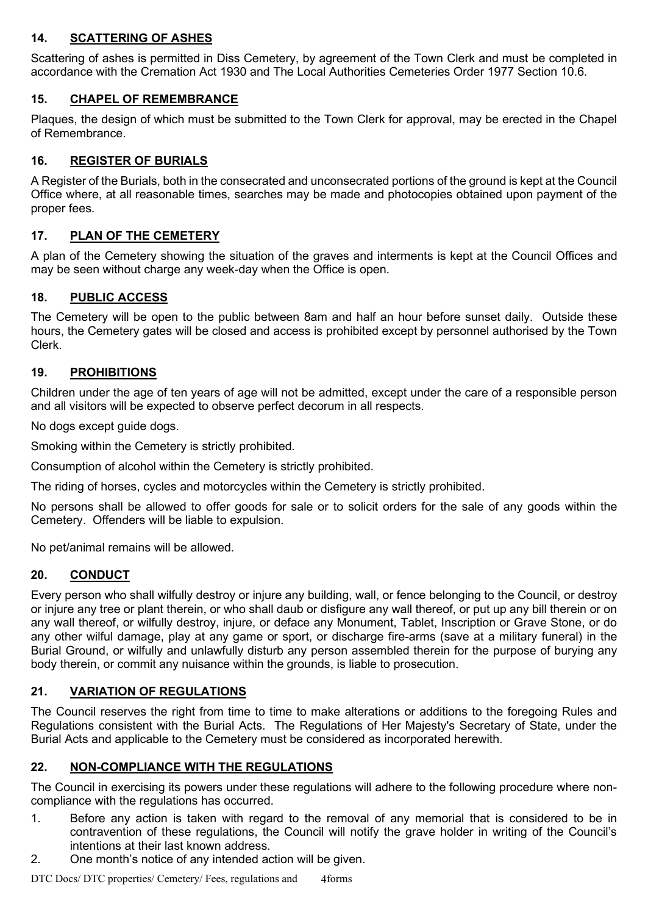## 14. SCATTERING OF ASHES

Scattering of ashes is permitted in Diss Cemetery, by agreement of the Town Clerk and must be completed in accordance with the Cremation Act 1930 and The Local Authorities Cemeteries Order 1977 Section 10.6.

## 15. CHAPEL OF REMEMBRANCE

Plaques, the design of which must be submitted to the Town Clerk for approval, may be erected in the Chapel of Remembrance.

## 16. REGISTER OF BURIALS

A Register of the Burials, both in the consecrated and unconsecrated portions of the ground is kept at the Council Office where, at all reasonable times, searches may be made and photocopies obtained upon payment of the proper fees.

## 17. PLAN OF THE CEMETERY

A plan of the Cemetery showing the situation of the graves and interments is kept at the Council Offices and may be seen without charge any week-day when the Office is open.

## 18. PUBLIC ACCESS

The Cemetery will be open to the public between 8am and half an hour before sunset daily. Outside these hours, the Cemetery gates will be closed and access is prohibited except by personnel authorised by the Town Clerk.

## 19. PROHIBITIONS

Children under the age of ten years of age will not be admitted, except under the care of a responsible person and all visitors will be expected to observe perfect decorum in all respects.

No dogs except guide dogs.

Smoking within the Cemetery is strictly prohibited.

Consumption of alcohol within the Cemetery is strictly prohibited.

The riding of horses, cycles and motorcycles within the Cemetery is strictly prohibited.

No persons shall be allowed to offer goods for sale or to solicit orders for the sale of any goods within the Cemetery. Offenders will be liable to expulsion.

No pet/animal remains will be allowed.

## 20. CONDUCT

Every person who shall wilfully destroy or injure any building, wall, or fence belonging to the Council, or destroy or injure any tree or plant therein, or who shall daub or disfigure any wall thereof, or put up any bill therein or on any wall thereof, or wilfully destroy, injure, or deface any Monument, Tablet, Inscription or Grave Stone, or do any other wilful damage, play at any game or sport, or discharge fire-arms (save at a military funeral) in the Burial Ground, or wilfully and unlawfully disturb any person assembled therein for the purpose of burying any body therein, or commit any nuisance within the grounds, is liable to prosecution.

## 21. VARIATION OF REGULATIONS

The Council reserves the right from time to time to make alterations or additions to the foregoing Rules and Regulations consistent with the Burial Acts. The Regulations of Her Majesty's Secretary of State, under the Burial Acts and applicable to the Cemetery must be considered as incorporated herewith.

## 22. NON-COMPLIANCE WITH THE REGULATIONS

The Council in exercising its powers under these regulations will adhere to the following procedure where non-compliance with the regulations has occurred.

1. Before any action is taken with regard to the removal of any memorial that is considered to be in contravention of these regulations, the Council will notify the grave holder in writing of the Council's intentions at their last known address.
2. One month's notice of any intended action will be given.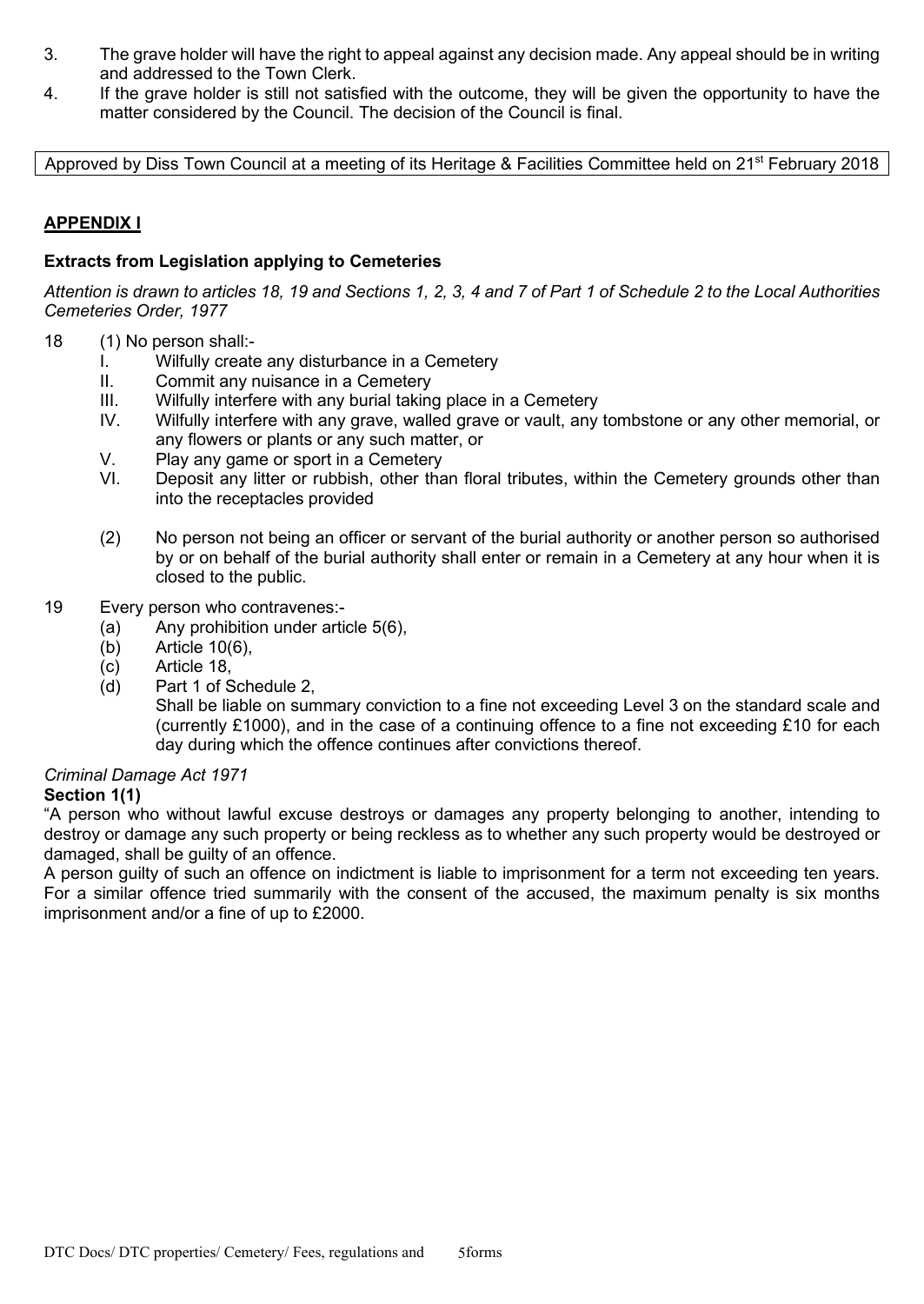3. The grave holder will have the right to appeal against any decision made. Any appeal should be in writing and addressed to the Town Clerk.
4. If the grave holder is still not satisfied with the outcome, they will be given the opportunity to have the matter considered by the Council. The decision of the Council is final.

Approved by Diss Town Council at a meeting of its Heritage & Facilities Committee held on 21st February 2018

## APPENDIX I

**Extracts from Legislation applying to Cemeteries**

*Attention is drawn to articles 18, 19 and Sections 1, 2, 3, 4 and 7 of Part 1 of Schedule 2 to the Local Authorities Cemeteries Order, 1977*

18 (1) No person shall:-

I. Wilfully create any disturbance in a Cemetery
II. Commit any nuisance in a Cemetery
III. Wilfully interfere with any burial taking place in a Cemetery
IV. Wilfully interfere with any grave, walled grave or vault, any tombstone or any other memorial, or any flowers or plants or any such matter, or
V. Play any game or sport in a Cemetery
VI. Deposit any litter or rubbish, other than floral tributes, within the Cemetery grounds other than into the receptacles provided

(2) No person not being an officer or servant of the burial authority or another person so authorised by or on behalf of the burial authority shall enter or remain in a Cemetery at any hour when it is closed to the public.

19 Every person who contravenes:-

(a) Any prohibition under article 5(6),
(b) Article 10(6),
(c) Article 18,
(d) Part 1 of Schedule 2,
Shall be liable on summary conviction to a fine not exceeding Level 3 on the standard scale and (currently £1000), and in the case of a continuing offence to a fine not exceeding £10 for each day during which the offence continues after convictions thereof.

*Criminal Damage Act 1971*

**Section 1(1)**

"A person who without lawful excuse destroys or damages any property belonging to another, intending to destroy or damage any such property or being reckless as to whether any such property would be destroyed or damaged, shall be guilty of an offence.

A person guilty of such an offence on indictment is liable to imprisonment for a term not exceeding ten years. For a similar offence tried summarily with the consent of the accused, the maximum penalty is six months imprisonment and/or a fine of up to £2000.